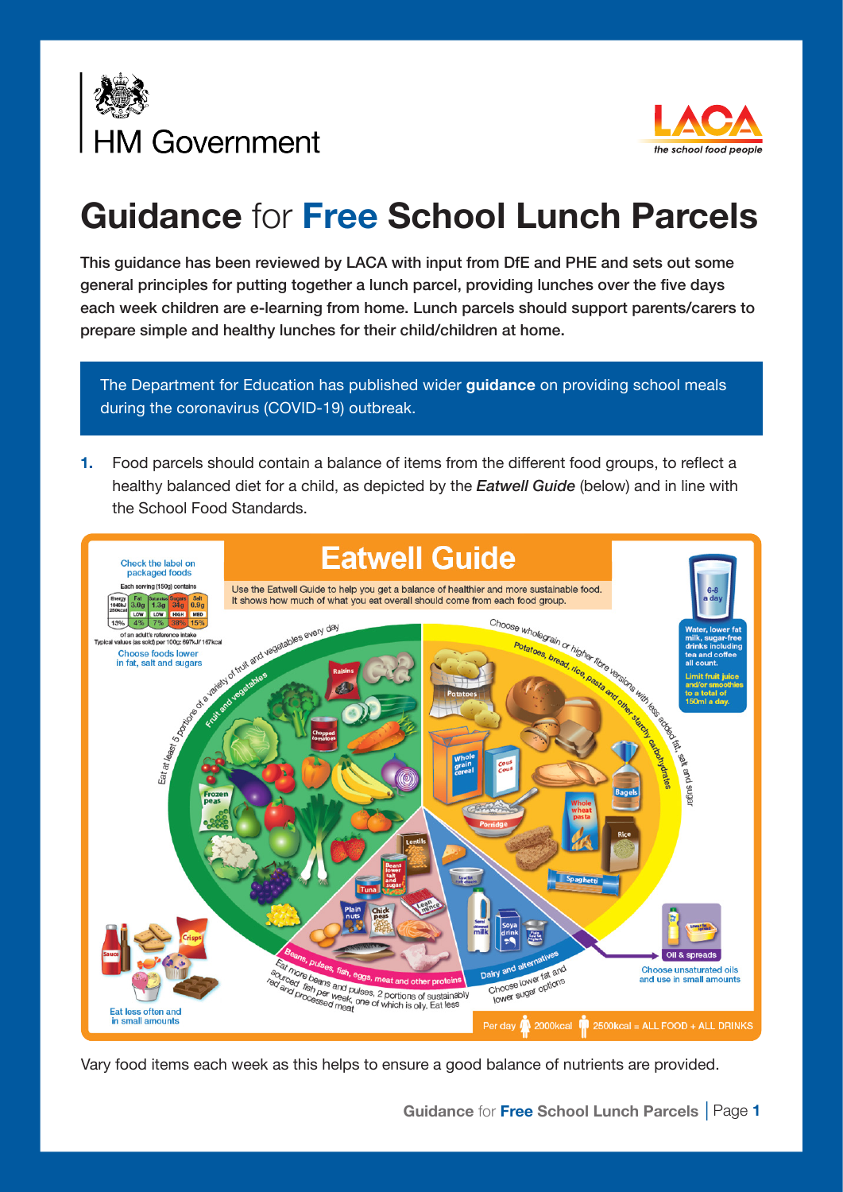HM Government

LACA the school food people

# Guidance for Free School Lunch Parcels

**This guidance has been reviewed by LACA with input from DfE and PHE and sets out some general principles for putting together a lunch parcel, providing lunches over the five days each week children are e-learning from home. Lunch parcels should support parents/carers to prepare simple and healthy lunches for their child/children at home.**

The Department for Education has published wider **guidance** on providing school meals during the coronavirus (COVID-19) outbreak.

1. Food parcels should contain a balance of items from the different food groups, to reflect a healthy balanced diet for a child, as depicted by the ***Eatwell Guide*** (below) and in line with the School Food Standards.

## Eatwell Guide

Use the Eatwell Guide to help you get a balance of healthier and more sustainable food. It shows how much of what you eat overall should come from each food group.

Check the label on packaged foods

Each serving (150g) contains

Energy 1046kJ 250kcal | Fat 3.0g LOW | Saturates 1.3g LOW | Sugars 34g HIGH | Salt 0.9g MED

13% | 4% | 7% | 38% | 15%

of an adult's reference intake

Typical values (as sold) per 100g: 697kJ/ 167kcal

Choose foods lower in fat, salt and sugars

Eat at least 5 portions of a variety of fruit and vegetables every day

Fruit and vegetables

Choose wholegrain or higher fibre versions with less added fat, salt and sugar

Potatoes, bread, rice, pasta and other starchy carbohydrates

6-8 a day

Water, lower fat milk, sugar-free drinks including tea and coffee all count.

Limit fruit juice and/or smoothies to a total of 150ml a day.

Beans, pulses, fish, eggs, meat and other proteins

Eat more beans and pulses, 2 portions of sustainably sourced fish per week, one of which is oily. Eat less red and processed meat

Dairy and alternatives

Choose lower fat and lower sugar options

Oil & spreads

Choose unsaturated oils and use in small amounts

Eat less often and in small amounts

Per day 2000kcal 2500kcal = ALL FOOD + ALL DRINKS

Vary food items each week as this helps to ensure a good balance of nutrients are provided.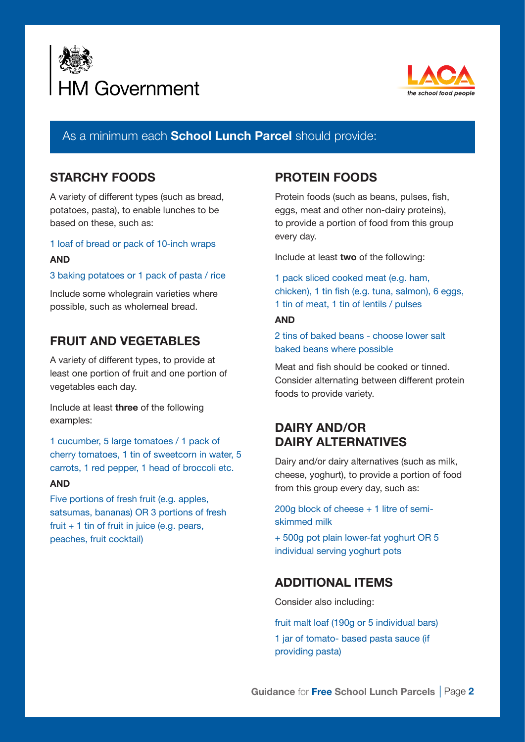HM Government

LACA *the school food people*

## As a minimum each **School Lunch Parcel** should provide:

### STARCHY FOODS

A variety of different types (such as bread, potatoes, pasta), to enable lunches to be based on these, such as:

1 loaf of bread or pack of 10-inch wraps

**AND**

3 baking potatoes or 1 pack of pasta / rice

Include some wholegrain varieties where possible, such as wholemeal bread.

### FRUIT AND VEGETABLES

A variety of different types, to provide at least one portion of fruit and one portion of vegetables each day.

Include at least **three** of the following examples:

1 cucumber, 5 large tomatoes / 1 pack of cherry tomatoes, 1 tin of sweetcorn in water, 5 carrots, 1 red pepper, 1 head of broccoli etc.

**AND**

Five portions of fresh fruit (e.g. apples, satsumas, bananas) OR 3 portions of fresh fruit + 1 tin of fruit in juice (e.g. pears, peaches, fruit cocktail)

### PROTEIN FOODS

Protein foods (such as beans, pulses, fish, eggs, meat and other non-dairy proteins), to provide a portion of food from this group every day.

Include at least **two** of the following:

1 pack sliced cooked meat (e.g. ham, chicken), 1 tin fish (e.g. tuna, salmon), 6 eggs, 1 tin of meat, 1 tin of lentils / pulses

**AND**

2 tins of baked beans - choose lower salt baked beans where possible

Meat and fish should be cooked or tinned. Consider alternating between different protein foods to provide variety.

### DAIRY AND/OR DAIRY ALTERNATIVES

Dairy and/or dairy alternatives (such as milk, cheese, yoghurt), to provide a portion of food from this group every day, such as:

200g block of cheese + 1 litre of semi-skimmed milk

+ 500g pot plain lower-fat yoghurt OR 5 individual serving yoghurt pots

### ADDITIONAL ITEMS

Consider also including:

fruit malt loaf (190g or 5 individual bars)

1 jar of tomato- based pasta sauce (if providing pasta)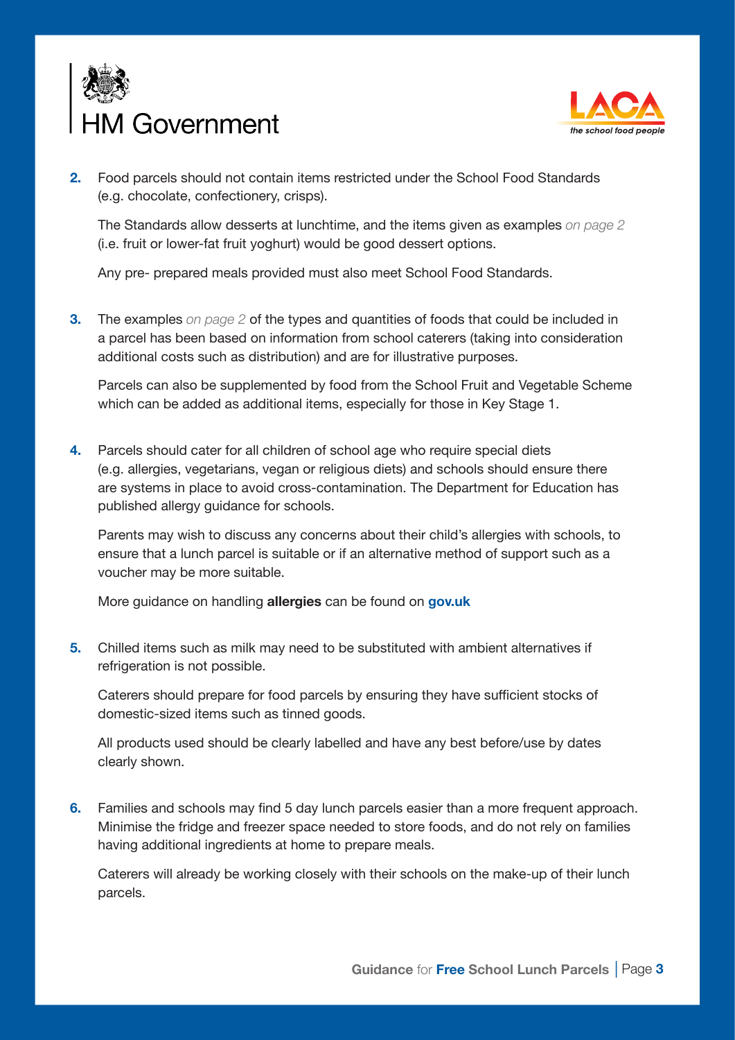2. Food parcels should not contain items restricted under the School Food Standards (e.g. chocolate, confectionery, crisps).

   The Standards allow desserts at lunchtime, and the items given as examples *on page 2* (i.e. fruit or lower-fat fruit yoghurt) would be good dessert options.

   Any pre- prepared meals provided must also meet School Food Standards.

3. The examples *on page 2* of the types and quantities of foods that could be included in a parcel has been based on information from school caterers (taking into consideration additional costs such as distribution) and are for illustrative purposes.

   Parcels can also be supplemented by food from the School Fruit and Vegetable Scheme which can be added as additional items, especially for those in Key Stage 1.

4. Parcels should cater for all children of school age who require special diets (e.g. allergies, vegetarians, vegan or religious diets) and schools should ensure there are systems in place to avoid cross-contamination. The Department for Education has published allergy guidance for schools.

   Parents may wish to discuss any concerns about their child's allergies with schools, to ensure that a lunch parcel is suitable or if an alternative method of support such as a voucher may be more suitable.

   More guidance on handling **allergies** can be found on **gov.uk**

5. Chilled items such as milk may need to be substituted with ambient alternatives if refrigeration is not possible.

   Caterers should prepare for food parcels by ensuring they have sufficient stocks of domestic-sized items such as tinned goods.

   All products used should be clearly labelled and have any best before/use by dates clearly shown.

6. Families and schools may find 5 day lunch parcels easier than a more frequent approach. Minimise the fridge and freezer space needed to store foods, and do not rely on families having additional ingredients at home to prepare meals.

   Caterers will already be working closely with their schools on the make-up of their lunch parcels.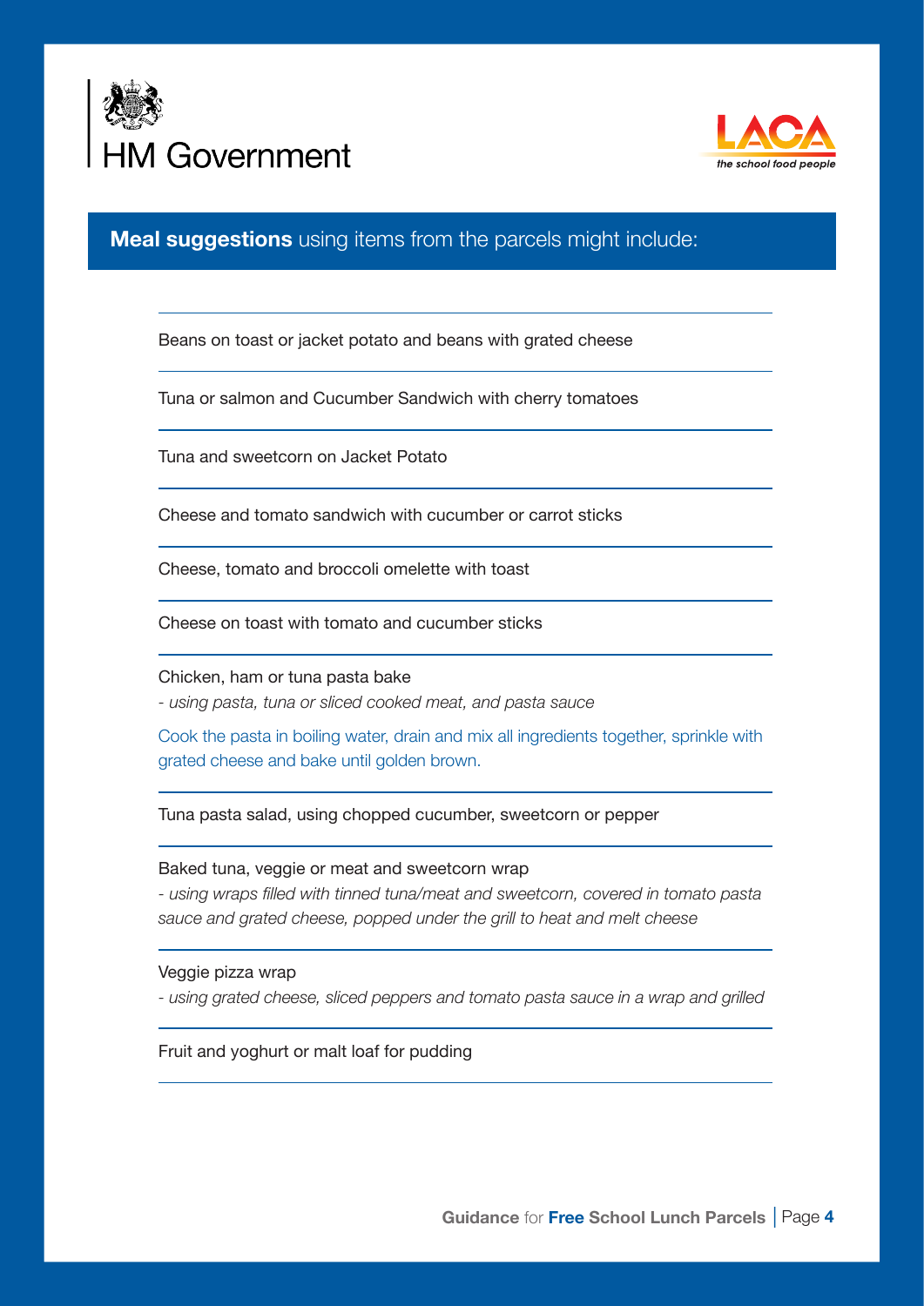HM Government

LACA
*the school food people*

## **Meal suggestions** using items from the parcels might include:

Beans on toast or jacket potato and beans with grated cheese

Tuna or salmon and Cucumber Sandwich with cherry tomatoes

Tuna and sweetcorn on Jacket Potato

Cheese and tomato sandwich with cucumber or carrot sticks

Cheese, tomato and broccoli omelette with toast

Cheese on toast with tomato and cucumber sticks

Chicken, ham or tuna pasta bake
*- using pasta, tuna or sliced cooked meat, and pasta sauce*

Cook the pasta in boiling water, drain and mix all ingredients together, sprinkle with grated cheese and bake until golden brown.

Tuna pasta salad, using chopped cucumber, sweetcorn or pepper

Baked tuna, veggie or meat and sweetcorn wrap
*- using wraps filled with tinned tuna/meat and sweetcorn, covered in tomato pasta sauce and grated cheese, popped under the grill to heat and melt cheese*

Veggie pizza wrap
*- using grated cheese, sliced peppers and tomato pasta sauce in a wrap and grilled*

Fruit and yoghurt or malt loaf for pudding